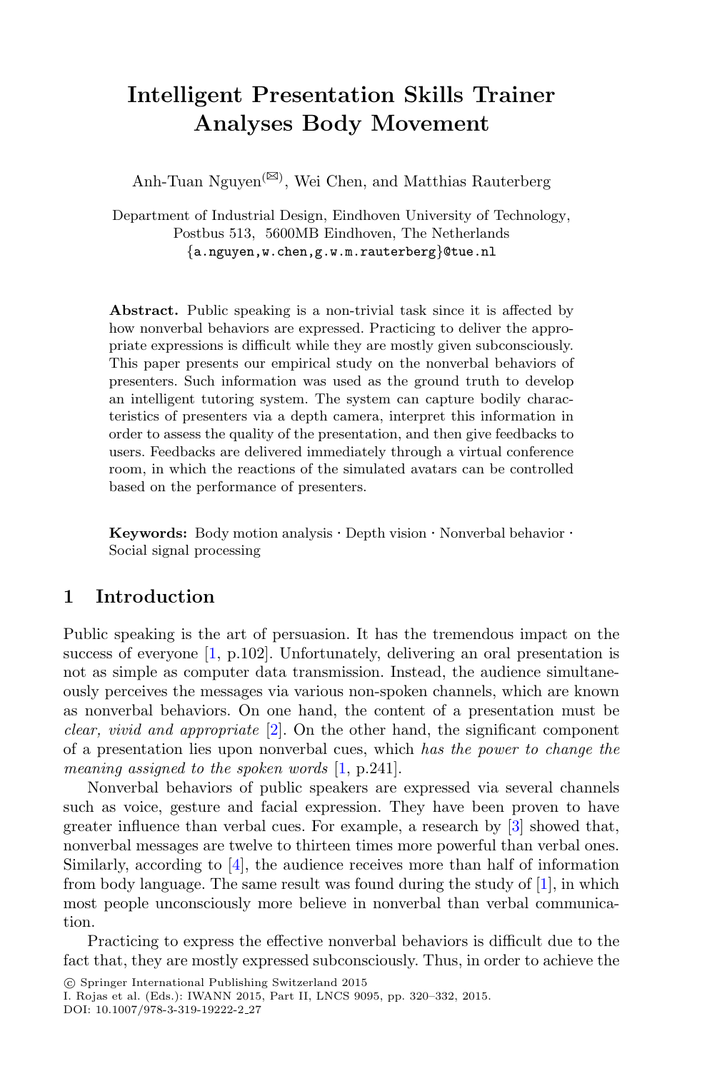# Intelligent Presentation Skills Trainer Analyses Body Movement

Anh-Tuan Nguyen(✉), Wei Chen, and Matthias Rauterberg

Department of Industrial Design, Eindhoven University of Technology, Postbus 513, 5600MB Eindhoven, The Netherlands
{a.nguyen,w.chen,g.w.m.rauterberg}@tue.nl

**Abstract.** Public speaking is a non-trivial task since it is affected by how nonverbal behaviors are expressed. Practicing to deliver the appropriate expressions is difficult while they are mostly given subconsciously. This paper presents our empirical study on the nonverbal behaviors of presenters. Such information was used as the ground truth to develop an intelligent tutoring system. The system can capture bodily characteristics of presenters via a depth camera, interpret this information in order to assess the quality of the presentation, and then give feedbacks to users. Feedbacks are delivered immediately through a virtual conference room, in which the reactions of the simulated avatars can be controlled based on the performance of presenters.

**Keywords:** Body motion analysis · Depth vision · Nonverbal behavior · Social signal processing

## 1 Introduction

Public speaking is the art of persuasion. It has the tremendous impact on the success of everyone [1, p.102]. Unfortunately, delivering an oral presentation is not as simple as computer data transmission. Instead, the audience simultaneously perceives the messages via various non-spoken channels, which are known as nonverbal behaviors. On one hand, the content of a presentation must be *clear, vivid and appropriate* [2]. On the other hand, the significant component of a presentation lies upon nonverbal cues, which *has the power to change the meaning assigned to the spoken words* [1, p.241].

Nonverbal behaviors of public speakers are expressed via several channels such as voice, gesture and facial expression. They have been proven to have greater influence than verbal cues. For example, a research by [3] showed that, nonverbal messages are twelve to thirteen times more powerful than verbal ones. Similarly, according to [4], the audience receives more than half of information from body language. The same result was found during the study of [1], in which most people unconsciously more believe in nonverbal than verbal communication.

Practicing to express the effective nonverbal behaviors is difficult due to the fact that, they are mostly expressed subconsciously. Thus, in order to achieve the

© Springer International Publishing Switzerland 2015
I. Rojas et al. (Eds.): IWANN 2015, Part II, LNCS 9095, pp. 320–332, 2015.
DOI: 10.1007/978-3-319-19222-2_27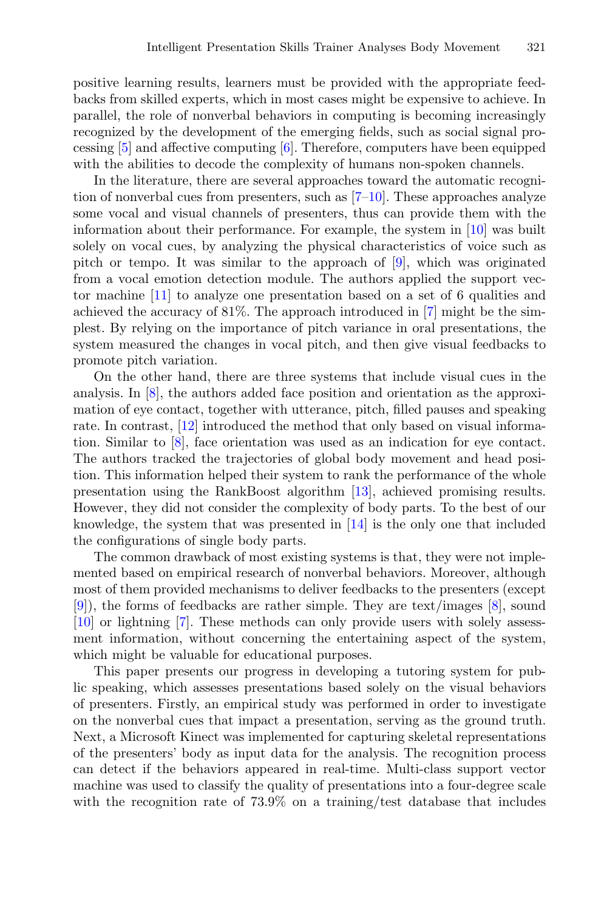positive learning results, learners must be provided with the appropriate feedbacks from skilled experts, which in most cases might be expensive to achieve. In parallel, the role of nonverbal behaviors in computing is becoming increasingly recognized by the development of the emerging fields, such as social signal processing [5] and affective computing [6]. Therefore, computers have been equipped with the abilities to decode the complexity of humans non-spoken channels.

In the literature, there are several approaches toward the automatic recognition of nonverbal cues from presenters, such as [7–10]. These approaches analyze some vocal and visual channels of presenters, thus can provide them with the information about their performance. For example, the system in [10] was built solely on vocal cues, by analyzing the physical characteristics of voice such as pitch or tempo. It was similar to the approach of [9], which was originated from a vocal emotion detection module. The authors applied the support vector machine [11] to analyze one presentation based on a set of 6 qualities and achieved the accuracy of 81%. The approach introduced in [7] might be the simplest. By relying on the importance of pitch variance in oral presentations, the system measured the changes in vocal pitch, and then give visual feedbacks to promote pitch variation.

On the other hand, there are three systems that include visual cues in the analysis. In [8], the authors added face position and orientation as the approximation of eye contact, together with utterance, pitch, filled pauses and speaking rate. In contrast, [12] introduced the method that only based on visual information. Similar to [8], face orientation was used as an indication for eye contact. The authors tracked the trajectories of global body movement and head position. This information helped their system to rank the performance of the whole presentation using the RankBoost algorithm [13], achieved promising results. However, they did not consider the complexity of body parts. To the best of our knowledge, the system that was presented in [14] is the only one that included the configurations of single body parts.

The common drawback of most existing systems is that, they were not implemented based on empirical research of nonverbal behaviors. Moreover, although most of them provided mechanisms to deliver feedbacks to the presenters (except [9]), the forms of feedbacks are rather simple. They are text/images [8], sound [10] or lightning [7]. These methods can only provide users with solely assessment information, without concerning the entertaining aspect of the system, which might be valuable for educational purposes.

This paper presents our progress in developing a tutoring system for public speaking, which assesses presentations based solely on the visual behaviors of presenters. Firstly, an empirical study was performed in order to investigate on the nonverbal cues that impact a presentation, serving as the ground truth. Next, a Microsoft Kinect was implemented for capturing skeletal representations of the presenters' body as input data for the analysis. The recognition process can detect if the behaviors appeared in real-time. Multi-class support vector machine was used to classify the quality of presentations into a four-degree scale with the recognition rate of 73.9% on a training/test database that includes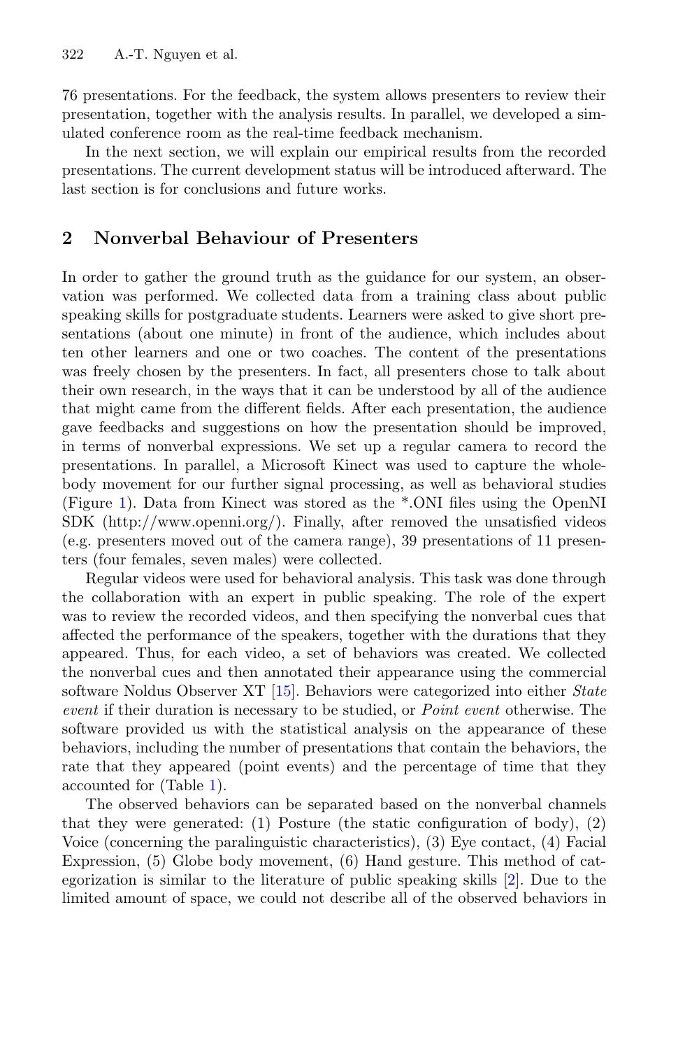76 presentations. For the feedback, the system allows presenters to review their presentation, together with the analysis results. In parallel, we developed a simulated conference room as the real-time feedback mechanism.

In the next section, we will explain our empirical results from the recorded presentations. The current development status will be introduced afterward. The last section is for conclusions and future works.

## 2 Nonverbal Behaviour of Presenters

In order to gather the ground truth as the guidance for our system, an observation was performed. We collected data from a training class about public speaking skills for postgraduate students. Learners were asked to give short presentations (about one minute) in front of the audience, which includes about ten other learners and one or two coaches. The content of the presentations was freely chosen by the presenters. In fact, all presenters chose to talk about their own research, in the ways that it can be understood by all of the audience that might came from the different fields. After each presentation, the audience gave feedbacks and suggestions on how the presentation should be improved, in terms of nonverbal expressions. We set up a regular camera to record the presentations. In parallel, a Microsoft Kinect was used to capture the whole-body movement for our further signal processing, as well as behavioral studies (Figure 1). Data from Kinect was stored as the *.ONI files using the OpenNI SDK (http://www.openni.org/). Finally, after removed the unsatisfied videos (e.g. presenters moved out of the camera range), 39 presentations of 11 presenters (four females, seven males) were collected.

Regular videos were used for behavioral analysis. This task was done through the collaboration with an expert in public speaking. The role of the expert was to review the recorded videos, and then specifying the nonverbal cues that affected the performance of the speakers, together with the durations that they appeared. Thus, for each video, a set of behaviors was created. We collected the nonverbal cues and then annotated their appearance using the commercial software Noldus Observer XT [15]. Behaviors were categorized into either *State event* if their duration is necessary to be studied, or *Point event* otherwise. The software provided us with the statistical analysis on the appearance of these behaviors, including the number of presentations that contain the behaviors, the rate that they appeared (point events) and the percentage of time that they accounted for (Table 1).

The observed behaviors can be separated based on the nonverbal channels that they were generated: (1) Posture (the static configuration of body), (2) Voice (concerning the paralinguistic characteristics), (3) Eye contact, (4) Facial Expression, (5) Globe body movement, (6) Hand gesture. This method of categorization is similar to the literature of public speaking skills [2]. Due to the limited amount of space, we could not describe all of the observed behaviors in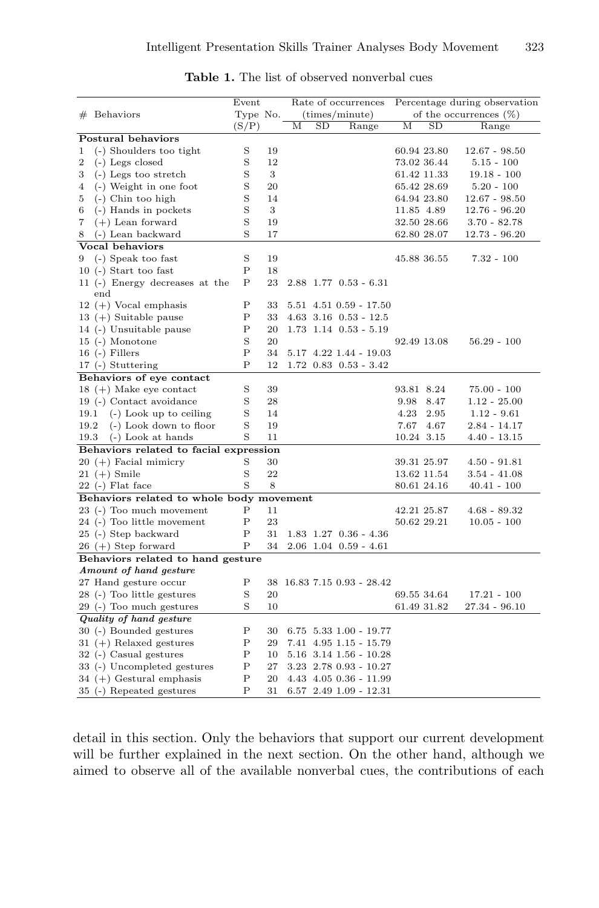**Table 1.** The list of observed nonverbal cues

| # | Behaviors | Event Type (S/P) | No. | Rate of occurrences (times/minute) M | SD | Range | Percentage during observation of the occurrences (%) M | SD | Range |
|---|---|---|---|---|---|---|---|---|---|
| **Postural behaviors** | | | | | | | | | |
| 1 | (-) Shoulders too tight | S | 19 | | | | 60.94 | 23.80 | 12.67 - 98.50 |
| 2 | (-) Legs closed | S | 12 | | | | 73.02 | 36.44 | 5.15 - 100 |
| 3 | (-) Legs too stretch | S | 3 | | | | 61.42 | 11.33 | 19.18 - 100 |
| 4 | (-) Weight in one foot | S | 20 | | | | 65.42 | 28.69 | 5.20 - 100 |
| 5 | (-) Chin too high | S | 14 | | | | 64.94 | 23.80 | 12.67 - 98.50 |
| 6 | (-) Hands in pockets | S | 3 | | | | 11.85 | 4.89 | 12.76 - 96.20 |
| 7 | (+) Lean forward | S | 19 | | | | 32.50 | 28.66 | 3.70 - 82.78 |
| 8 | (-) Lean backward | S | 17 | | | | 62.80 | 28.07 | 12.73 - 96.20 |
| **Vocal behaviors** | | | | | | | | | |
| 9 | (-) Speak too fast | S | 19 | | | | 45.88 | 36.55 | 7.32 - 100 |
| 10 | (-) Start too fast | P | 18 | | | | | | |
| 11 | (-) Energy decreases at the end | P | 23 | 2.88 | 1.77 | 0.53 - 6.31 | | | |
| 12 | (+) Vocal emphasis | P | 33 | 5.51 | 4.51 | 0.59 - 17.50 | | | |
| 13 | (+) Suitable pause | P | 33 | 4.63 | 3.16 | 0.53 - 12.5 | | | |
| 14 | (-) Unsuitable pause | P | 20 | 1.73 | 1.14 | 0.53 - 5.19 | | | |
| 15 | (-) Monotone | S | 20 | | | | 92.49 | 13.08 | 56.29 - 100 |
| 16 | (-) Fillers | P | 34 | 5.17 | 4.22 | 1.44 - 19.03 | | | |
| 17 | (-) Stuttering | P | 12 | 1.72 | 0.83 | 0.53 - 3.42 | | | |
| **Behaviors of eye contact** | | | | | | | | | |
| 18 | (+) Make eye contact | S | 39 | | | | 93.81 | 8.24 | 75.00 - 100 |
| 19 | (-) Contact avoidance | S | 28 | | | | 9.98 | 8.47 | 1.12 - 25.00 |
| 19.1 | (-) Look up to ceiling | S | 14 | | | | 4.23 | 2.95 | 1.12 - 9.61 |
| 19.2 | (-) Look down to floor | S | 19 | | | | 7.67 | 4.67 | 2.84 - 14.17 |
| 19.3 | (-) Look at hands | S | 11 | | | | 10.24 | 3.15 | 4.40 - 13.15 |
| **Behaviors related to facial expression** | | | | | | | | | |
| 20 | (+) Facial mimicry | S | 30 | | | | 39.31 | 25.97 | 4.50 - 91.81 |
| 21 | (+) Smile | S | 22 | | | | 13.62 | 11.54 | 3.54 - 41.08 |
| 22 | (-) Flat face | S | 8 | | | | 80.61 | 24.16 | 40.41 - 100 |
| **Behaviors related to whole body movement** | | | | | | | | | |
| 23 | (-) Too much movement | P | 11 | | | | 42.21 | 25.87 | 4.68 - 89.32 |
| 24 | (-) Too little movement | P | 23 | | | | 50.62 | 29.21 | 10.05 - 100 |
| 25 | (-) Step backward | P | 31 | 1.83 | 1.27 | 0.36 - 4.36 | | | |
| 26 | (+) Step forward | P | 34 | 2.06 | 1.04 | 0.59 - 4.61 | | | |
| **Behaviors related to hand gesture** | | | | | | | | | |
| *Amount of hand gesture* | | | | | | | | | |
| 27 | Hand gesture occur | P | 38 | 16.83 | 7.15 | 0.93 - 28.42 | | | |
| 28 | (-) Too little gestures | S | 20 | | | | 69.55 | 34.64 | 17.21 - 100 |
| 29 | (-) Too much gestures | S | 10 | | | | 61.49 | 31.82 | 27.34 - 96.10 |
| *Quality of hand gesture* | | | | | | | | | |
| 30 | (-) Bounded gestures | P | 30 | 6.75 | 5.33 | 1.00 - 19.77 | | | |
| 31 | (+) Relaxed gestures | P | 29 | 7.41 | 4.95 | 1.15 - 15.79 | | | |
| 32 | (-) Casual gestures | P | 10 | 5.16 | 3.14 | 1.56 - 10.28 | | | |
| 33 | (-) Uncompleted gestures | P | 27 | 3.23 | 2.78 | 0.93 - 10.27 | | | |
| 34 | (+) Gestural emphasis | P | 20 | 4.43 | 4.05 | 0.36 - 11.99 | | | |
| 35 | (-) Repeated gestures | P | 31 | 6.57 | 2.49 | 1.09 - 12.31 | | | |

detail in this section. Only the behaviors that support our current development will be further explained in the next section. On the other hand, although we aimed to observe all of the available nonverbal cues, the contributions of each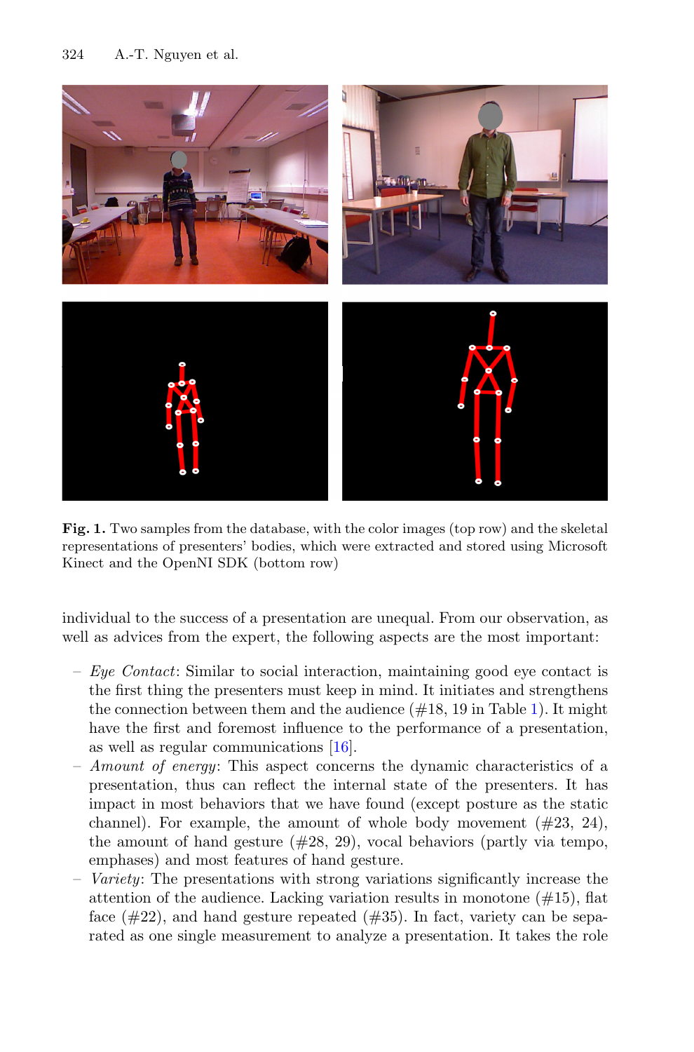**Fig. 1.** Two samples from the database, with the color images (top row) and the skeletal representations of presenters' bodies, which were extracted and stored using Microsoft Kinect and the OpenNI SDK (bottom row)

individual to the success of a presentation are unequal. From our observation, as well as advices from the expert, the following aspects are the most important:

- *Eye Contact*: Similar to social interaction, maintaining good eye contact is the first thing the presenters must keep in mind. It initiates and strengthens the connection between them and the audience (#18, 19 in Table 1). It might have the first and foremost influence to the performance of a presentation, as well as regular communications [16].
- *Amount of energy*: This aspect concerns the dynamic characteristics of a presentation, thus can reflect the internal state of the presenters. It has impact in most behaviors that we have found (except posture as the static channel). For example, the amount of whole body movement (#23, 24), the amount of hand gesture (#28, 29), vocal behaviors (partly via tempo, emphases) and most features of hand gesture.
- *Variety*: The presentations with strong variations significantly increase the attention of the audience. Lacking variation results in monotone (#15), flat face (#22), and hand gesture repeated (#35). In fact, variety can be separated as one single measurement to analyze a presentation. It takes the role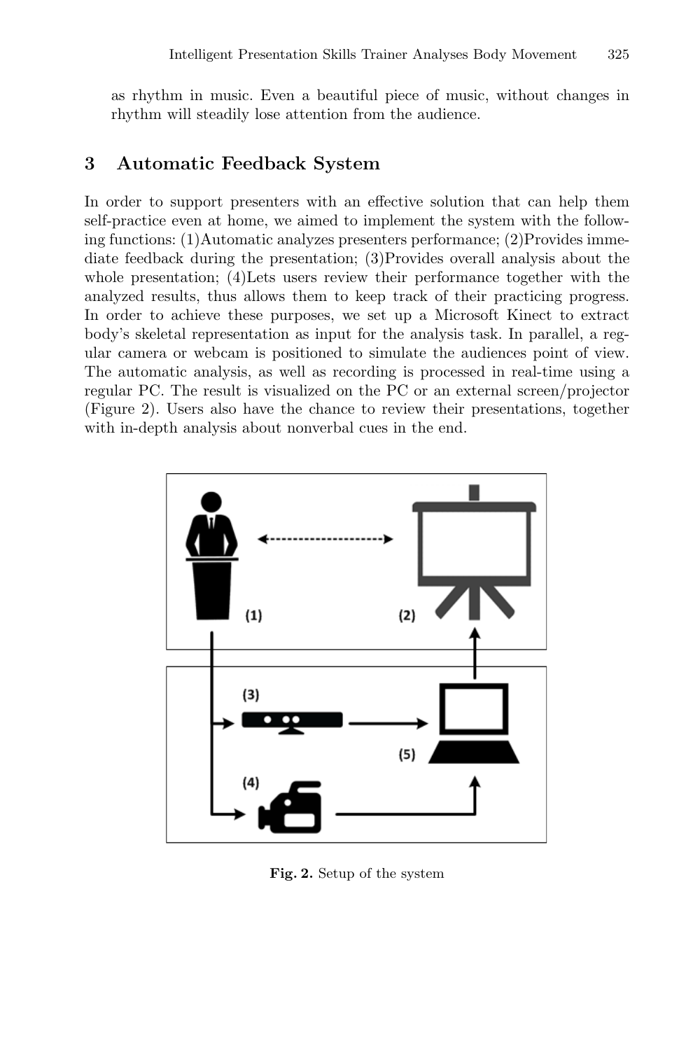as rhythm in music. Even a beautiful piece of music, without changes in rhythm will steadily lose attention from the audience.

## 3 Automatic Feedback System

In order to support presenters with an effective solution that can help them self-practice even at home, we aimed to implement the system with the following functions: (1)Automatic analyzes presenters performance; (2)Provides immediate feedback during the presentation; (3)Provides overall analysis about the whole presentation; (4)Lets users review their performance together with the analyzed results, thus allows them to keep track of their practicing progress. In order to achieve these purposes, we set up a Microsoft Kinect to extract body's skeletal representation as input for the analysis task. In parallel, a regular camera or webcam is positioned to simulate the audiences point of view. The automatic analysis, as well as recording is processed in real-time using a regular PC. The result is visualized on the PC or an external screen/projector (Figure 2). Users also have the chance to review their presentations, together with in-depth analysis about nonverbal cues in the end.

**Fig. 2.** Setup of the system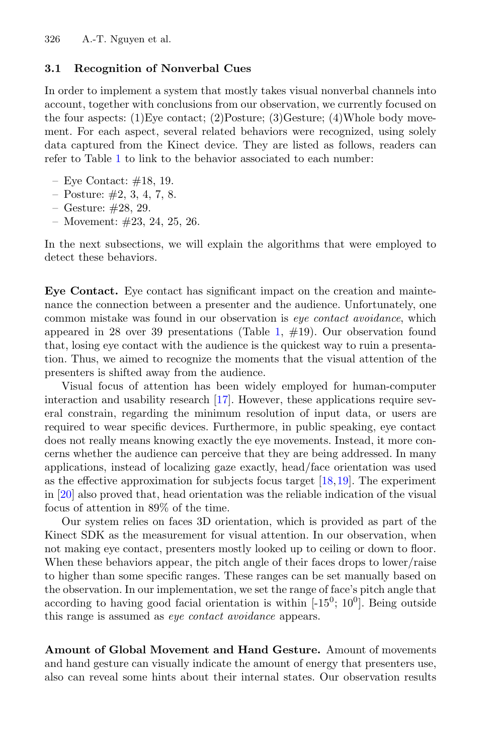### 3.1 Recognition of Nonverbal Cues

In order to implement a system that mostly takes visual nonverbal channels into account, together with conclusions from our observation, we currently focused on the four aspects: (1)Eye contact; (2)Posture; (3)Gesture; (4)Whole body movement. For each aspect, several related behaviors were recognized, using solely data captured from the Kinect device. They are listed as follows, readers can refer to Table 1 to link to the behavior associated to each number:

- Eye Contact: #18, 19.
- Posture: #2, 3, 4, 7, 8.
- Gesture: #28, 29.
- Movement: #23, 24, 25, 26.

In the next subsections, we will explain the algorithms that were employed to detect these behaviors.

**Eye Contact.** Eye contact has significant impact on the creation and maintenance the connection between a presenter and the audience. Unfortunately, one common mistake was found in our observation is *eye contact avoidance*, which appeared in 28 over 39 presentations (Table 1, #19). Our observation found that, losing eye contact with the audience is the quickest way to ruin a presentation. Thus, we aimed to recognize the moments that the visual attention of the presenters is shifted away from the audience.

Visual focus of attention has been widely employed for human-computer interaction and usability research [17]. However, these applications require several constrain, regarding the minimum resolution of input data, or users are required to wear specific devices. Furthermore, in public speaking, eye contact does not really means knowing exactly the eye movements. Instead, it more concerns whether the audience can perceive that they are being addressed. In many applications, instead of localizing gaze exactly, head/face orientation was used as the effective approximation for subjects focus target [18,19]. The experiment in [20] also proved that, head orientation was the reliable indication of the visual focus of attention in 89% of the time.

Our system relies on faces 3D orientation, which is provided as part of the Kinect SDK as the measurement for visual attention. In our observation, when not making eye contact, presenters mostly looked up to ceiling or down to floor. When these behaviors appear, the pitch angle of their faces drops to lower/raise to higher than some specific ranges. These ranges can be set manually based on the observation. In our implementation, we set the range of face's pitch angle that according to having good facial orientation is within [-15$^0$; 10$^0$]. Being outside this range is assumed as *eye contact avoidance* appears.

**Amount of Global Movement and Hand Gesture.** Amount of movements and hand gesture can visually indicate the amount of energy that presenters use, also can reveal some hints about their internal states. Our observation results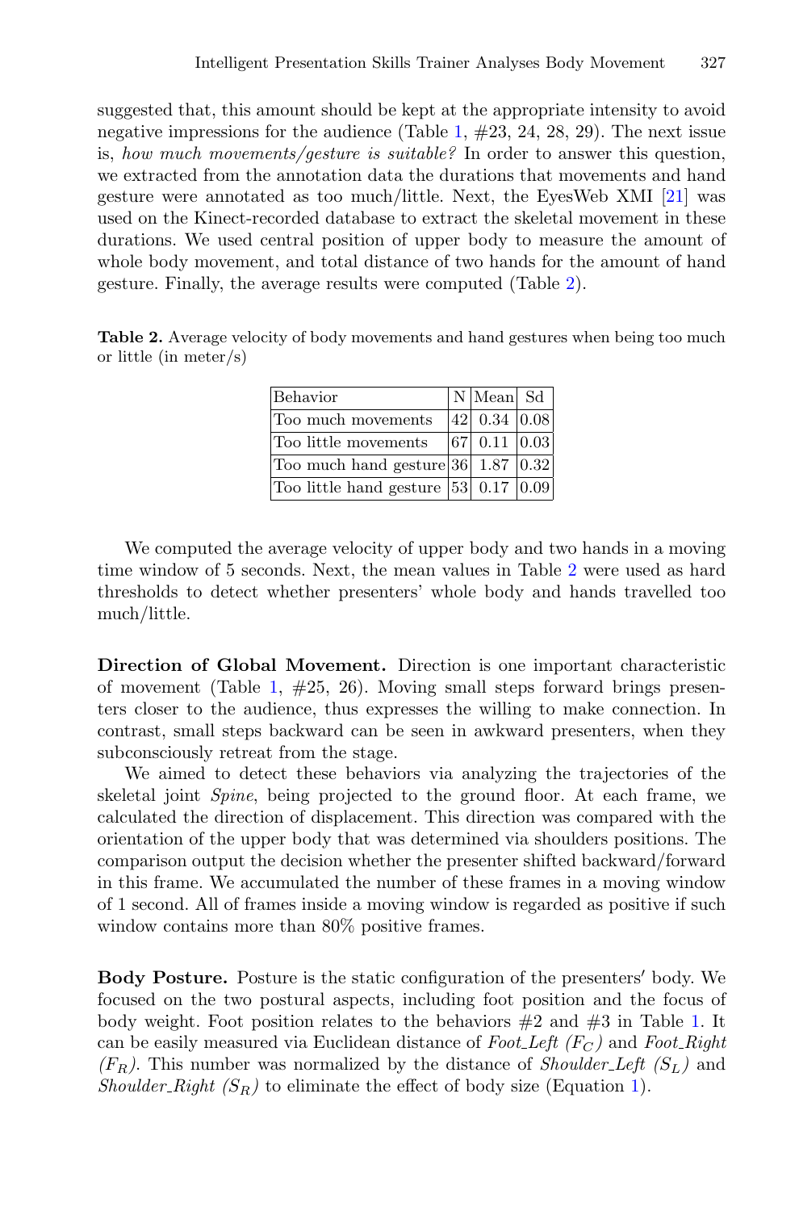suggested that, this amount should be kept at the appropriate intensity to avoid negative impressions for the audience (Table 1, #23, 24, 28, 29). The next issue is, *how much movements/gesture is suitable?* In order to answer this question, we extracted from the annotation data the durations that movements and hand gesture were annotated as too much/little. Next, the EyesWeb XMI [21] was used on the Kinect-recorded database to extract the skeletal movement in these durations. We used central position of upper body to measure the amount of whole body movement, and total distance of two hands for the amount of hand gesture. Finally, the average results were computed (Table 2).

**Table 2.** Average velocity of body movements and hand gestures when being too much or little (in meter/s)

| Behavior | N | Mean | Sd |
|---|---|---|---|
| Too much movements | 42 | 0.34 | 0.08 |
| Too little movements | 67 | 0.11 | 0.03 |
| Too much hand gesture | 36 | 1.87 | 0.32 |
| Too little hand gesture | 53 | 0.17 | 0.09 |

We computed the average velocity of upper body and two hands in a moving time window of 5 seconds. Next, the mean values in Table 2 were used as hard thresholds to detect whether presenters' whole body and hands travelled too much/little.

**Direction of Global Movement.** Direction is one important characteristic of movement (Table 1, #25, 26). Moving small steps forward brings presenters closer to the audience, thus expresses the willing to make connection. In contrast, small steps backward can be seen in awkward presenters, when they subconsciously retreat from the stage.

We aimed to detect these behaviors via analyzing the trajectories of the skeletal joint *Spine*, being projected to the ground floor. At each frame, we calculated the direction of displacement. This direction was compared with the orientation of the upper body that was determined via shoulders positions. The comparison output the decision whether the presenter shifted backward/forward in this frame. We accumulated the number of these frames in a moving window of 1 second. All of frames inside a moving window is regarded as positive if such window contains more than 80% positive frames.

**Body Posture.** Posture is the static configuration of the presenters′ body. We focused on the two postural aspects, including foot position and the focus of body weight. Foot position relates to the behaviors #2 and #3 in Table 1. It can be easily measured via Euclidean distance of *Foot_Left* ($F_C$) and *Foot_Right* ($F_R$). This number was normalized by the distance of *Shoulder_Left* ($S_L$) and *Shoulder_Right* ($S_R$) to eliminate the effect of body size (Equation 1).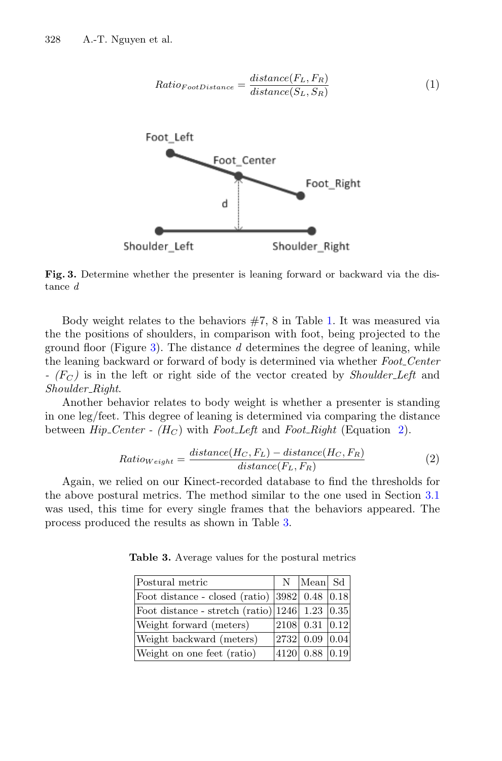$$Ratio_{FootDistance} = \frac{distance(F_L, F_R)}{distance(S_L, S_R)} \tag{1}$$

**Fig. 3.** Determine whether the presenter is leaning forward or backward via the distance *d*

Body weight relates to the behaviors #7, 8 in Table 1. It was measured via the the positions of shoulders, in comparison with foot, being projected to the ground floor (Figure 3). The distance *d* determines the degree of leaning, while the leaning backward or forward of body is determined via whether *Foot_Center - ($F_C$)* is in the left or right side of the vector created by *Shoulder_Left* and *Shoulder_Right*.

Another behavior relates to body weight is whether a presenter is standing in one leg/feet. This degree of leaning is determined via comparing the distance between *Hip_Center - ($H_C$)* with *Foot_Left* and *Foot_Right* (Equation 2).

$$Ratio_{Weight} = \frac{distance(H_C, F_L) - distance(H_C, F_R)}{distance(F_L, F_R)} \tag{2}$$

Again, we relied on our Kinect-recorded database to find the thresholds for the above postural metrics. The method similar to the one used in Section 3.1 was used, this time for every single frames that the behaviors appeared. The process produced the results as shown in Table 3.

**Table 3.** Average values for the postural metrics

| Postural metric | N | Mean | Sd |
|---|---|---|---|
| Foot distance - closed (ratio) | 3982 | 0.48 | 0.18 |
| Foot distance - stretch (ratio) | 1246 | 1.23 | 0.35 |
| Weight forward (meters) | 2108 | 0.31 | 0.12 |
| Weight backward (meters) | 2732 | 0.09 | 0.04 |
| Weight on one feet (ratio) | 4120 | 0.88 | 0.19 |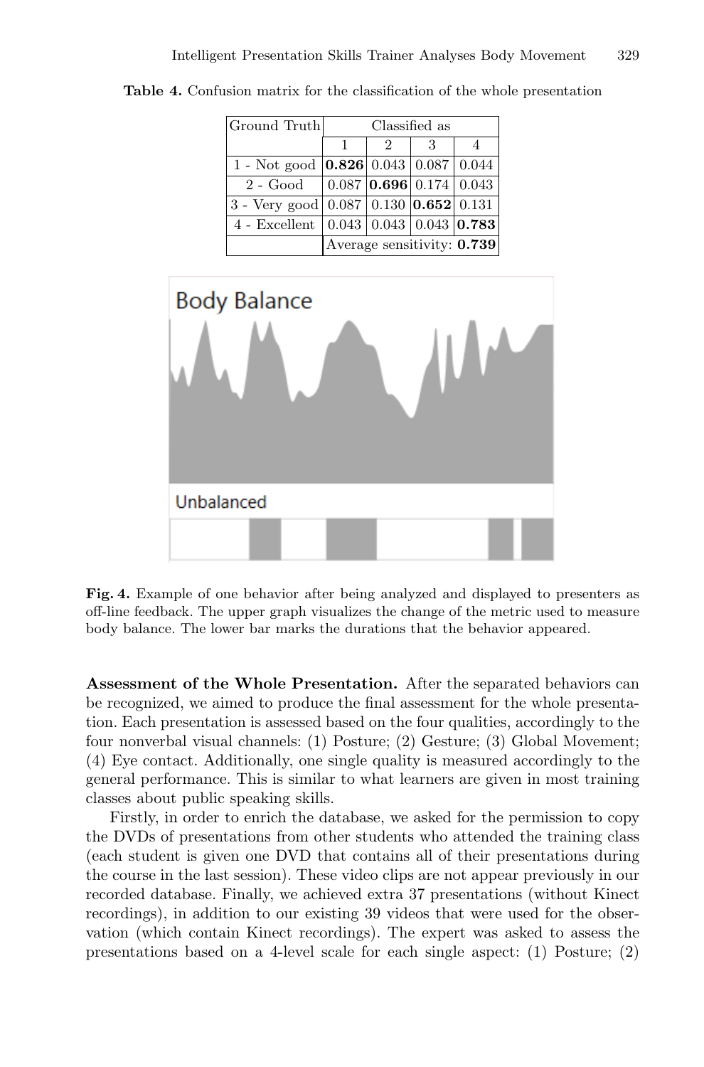**Table 4.** Confusion matrix for the classification of the whole presentation

| Ground Truth | Classified as | | | |
|---|---|---|---|---|
| | 1 | 2 | 3 | 4 |
| 1 - Not good | **0.826** | 0.043 | 0.087 | 0.044 |
| 2 - Good | 0.087 | **0.696** | 0.174 | 0.043 |
| 3 - Very good | 0.087 | 0.130 | **0.652** | 0.131 |
| 4 - Excellent | 0.043 | 0.043 | 0.043 | **0.783** |
| | Average sensitivity: **0.739** | | | |

**Fig. 4.** Example of one behavior after being analyzed and displayed to presenters as off-line feedback. The upper graph visualizes the change of the metric used to measure body balance. The lower bar marks the durations that the behavior appeared.

**Assessment of the Whole Presentation.** After the separated behaviors can be recognized, we aimed to produce the final assessment for the whole presentation. Each presentation is assessed based on the four qualities, accordingly to the four nonverbal visual channels: (1) Posture; (2) Gesture; (3) Global Movement; (4) Eye contact. Additionally, one single quality is measured accordingly to the general performance. This is similar to what learners are given in most training classes about public speaking skills.

Firstly, in order to enrich the database, we asked for the permission to copy the DVDs of presentations from other students who attended the training class (each student is given one DVD that contains all of their presentations during the course in the last session). These video clips are not appear previously in our recorded database. Finally, we achieved extra 37 presentations (without Kinect recordings), in addition to our existing 39 videos that were used for the observation (which contain Kinect recordings). The expert was asked to assess the presentations based on a 4-level scale for each single aspect: (1) Posture; (2)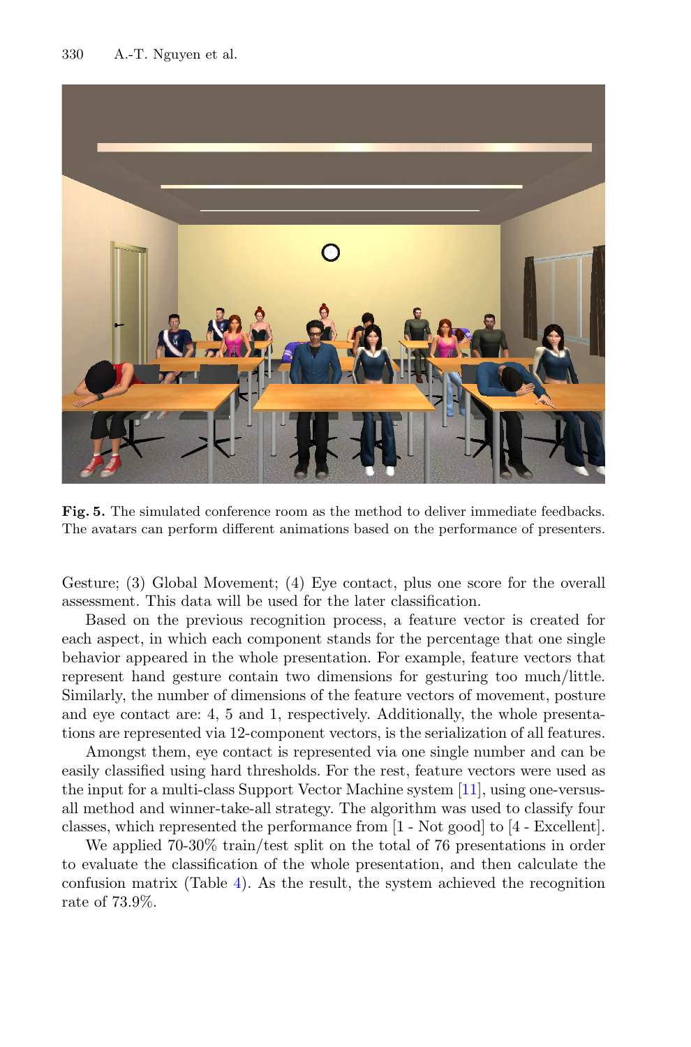Fig. 5. The simulated conference room as the method to deliver immediate feedbacks. The avatars can perform different animations based on the performance of presenters.

Gesture; (3) Global Movement; (4) Eye contact, plus one score for the overall assessment. This data will be used for the later classification.

Based on the previous recognition process, a feature vector is created for each aspect, in which each component stands for the percentage that one single behavior appeared in the whole presentation. For example, feature vectors that represent hand gesture contain two dimensions for gesturing too much/little. Similarly, the number of dimensions of the feature vectors of movement, posture and eye contact are: 4, 5 and 1, respectively. Additionally, the whole presentations are represented via 12-component vectors, is the serialization of all features.

Amongst them, eye contact is represented via one single number and can be easily classified using hard thresholds. For the rest, feature vectors were used as the input for a multi-class Support Vector Machine system [11], using one-versus-all method and winner-take-all strategy. The algorithm was used to classify four classes, which represented the performance from [1 - Not good] to [4 - Excellent].

We applied 70-30% train/test split on the total of 76 presentations in order to evaluate the classification of the whole presentation, and then calculate the confusion matrix (Table 4). As the result, the system achieved the recognition rate of 73.9%.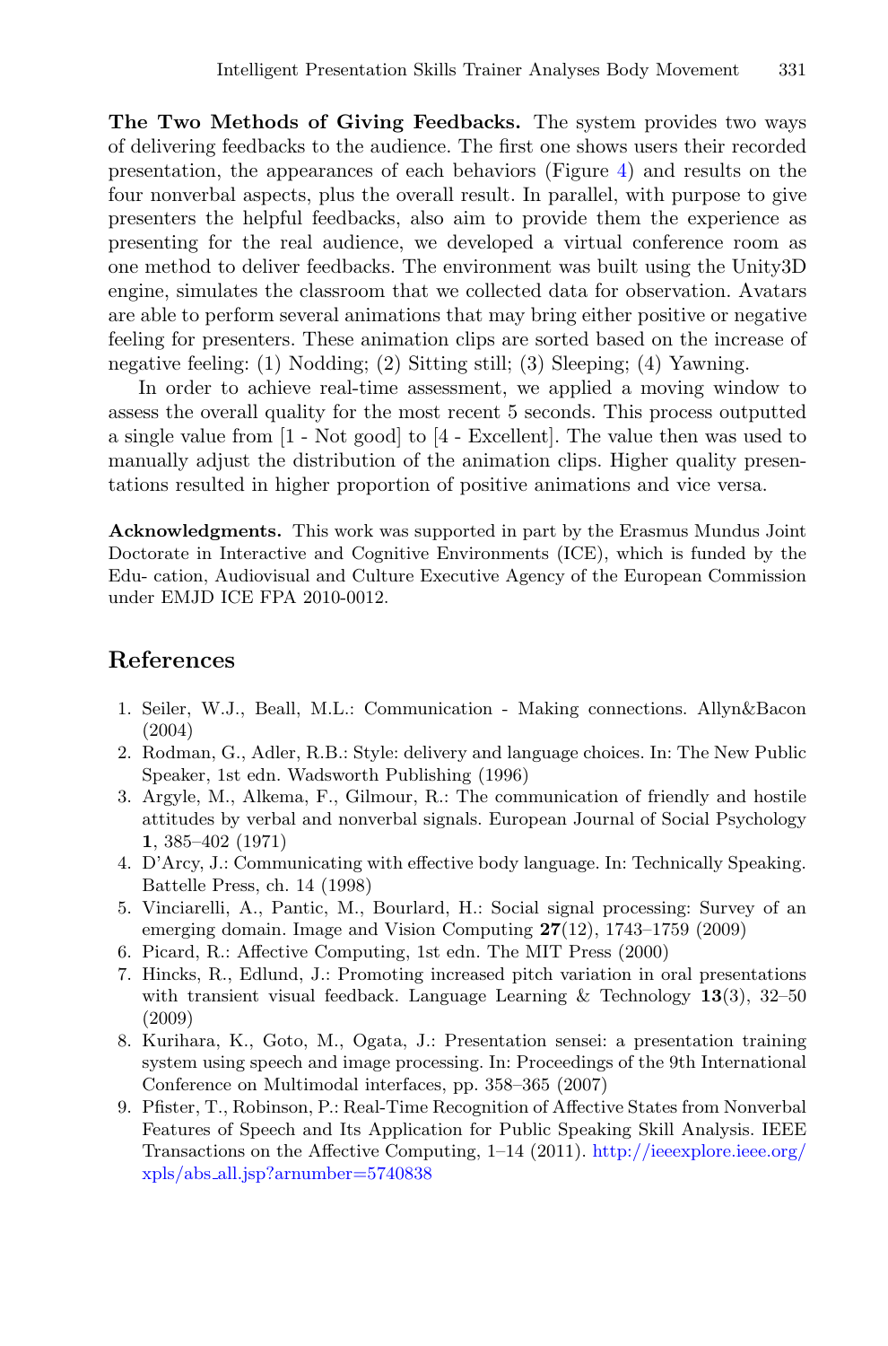**The Two Methods of Giving Feedbacks.** The system provides two ways of delivering feedbacks to the audience. The first one shows users their recorded presentation, the appearances of each behaviors (Figure 4) and results on the four nonverbal aspects, plus the overall result. In parallel, with purpose to give presenters the helpful feedbacks, also aim to provide them the experience as presenting for the real audience, we developed a virtual conference room as one method to deliver feedbacks. The environment was built using the Unity3D engine, simulates the classroom that we collected data for observation. Avatars are able to perform several animations that may bring either positive or negative feeling for presenters. These animation clips are sorted based on the increase of negative feeling: (1) Nodding; (2) Sitting still; (3) Sleeping; (4) Yawning.

In order to achieve real-time assessment, we applied a moving window to assess the overall quality for the most recent 5 seconds. This process outputted a single value from [1 - Not good] to [4 - Excellent]. The value then was used to manually adjust the distribution of the animation clips. Higher quality presentations resulted in higher proportion of positive animations and vice versa.

**Acknowledgments.** This work was supported in part by the Erasmus Mundus Joint Doctorate in Interactive and Cognitive Environments (ICE), which is funded by the Edu- cation, Audiovisual and Culture Executive Agency of the European Commission under EMJD ICE FPA 2010-0012.

## References

1. Seiler, W.J., Beall, M.L.: Communication - Making connections. Allyn&Bacon (2004)
2. Rodman, G., Adler, R.B.: Style: delivery and language choices. In: The New Public Speaker, 1st edn. Wadsworth Publishing (1996)
3. Argyle, M., Alkema, F., Gilmour, R.: The communication of friendly and hostile attitudes by verbal and nonverbal signals. European Journal of Social Psychology **1**, 385–402 (1971)
4. D'Arcy, J.: Communicating with effective body language. In: Technically Speaking. Battelle Press, ch. 14 (1998)
5. Vinciarelli, A., Pantic, M., Bourlard, H.: Social signal processing: Survey of an emerging domain. Image and Vision Computing **27**(12), 1743–1759 (2009)
6. Picard, R.: Affective Computing, 1st edn. The MIT Press (2000)
7. Hincks, R., Edlund, J.: Promoting increased pitch variation in oral presentations with transient visual feedback. Language Learning & Technology **13**(3), 32–50 (2009)
8. Kurihara, K., Goto, M., Ogata, J.: Presentation sensei: a presentation training system using speech and image processing. In: Proceedings of the 9th International Conference on Multimodal interfaces, pp. 358–365 (2007)
9. Pfister, T., Robinson, P.: Real-Time Recognition of Affective States from Nonverbal Features of Speech and Its Application for Public Speaking Skill Analysis. IEEE Transactions on the Affective Computing, 1–14 (2011). http://ieeexplore.ieee.org/xpls/abs_all.jsp?arnumber=5740838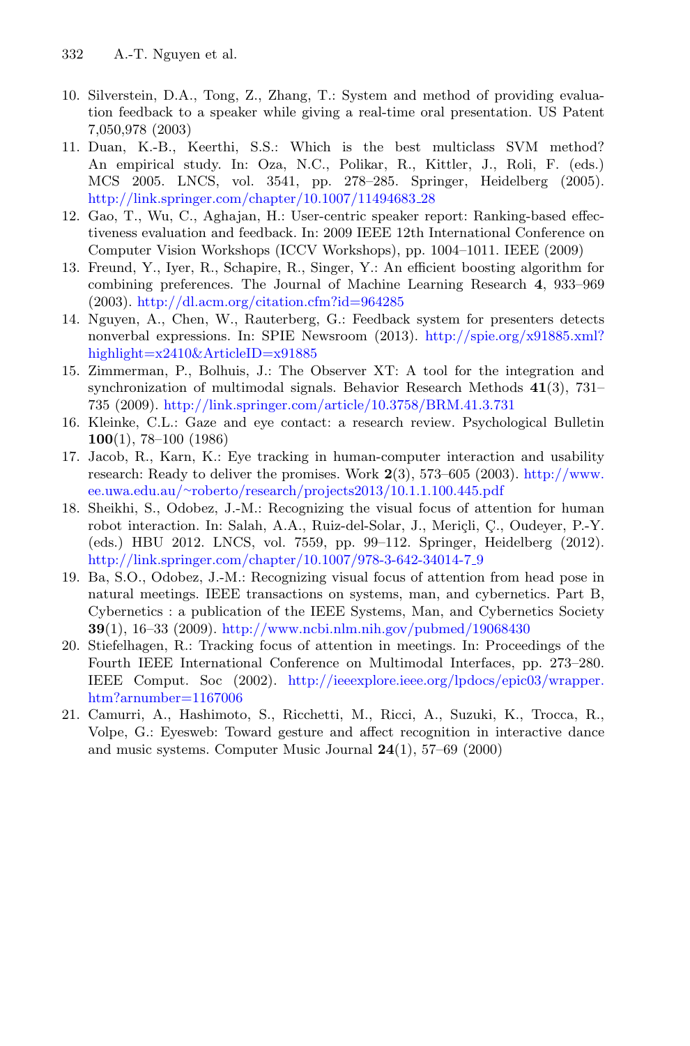10. Silverstein, D.A., Tong, Z., Zhang, T.: System and method of providing evaluation feedback to a speaker while giving a real-time oral presentation. US Patent 7,050,978 (2003)
11. Duan, K.-B., Keerthi, S.S.: Which is the best multiclass SVM method? An empirical study. In: Oza, N.C., Polikar, R., Kittler, J., Roli, F. (eds.) MCS 2005. LNCS, vol. 3541, pp. 278–285. Springer, Heidelberg (2005). http://link.springer.com/chapter/10.1007/11494683_28
12. Gao, T., Wu, C., Aghajan, H.: User-centric speaker report: Ranking-based effectiveness evaluation and feedback. In: 2009 IEEE 12th International Conference on Computer Vision Workshops (ICCV Workshops), pp. 1004–1011. IEEE (2009)
13. Freund, Y., Iyer, R., Schapire, R., Singer, Y.: An efficient boosting algorithm for combining preferences. The Journal of Machine Learning Research **4**, 933–969 (2003). http://dl.acm.org/citation.cfm?id=964285
14. Nguyen, A., Chen, W., Rauterberg, G.: Feedback system for presenters detects nonverbal expressions. In: SPIE Newsroom (2013). http://spie.org/x91885.xml?highlight=x2410&ArticleID=x91885
15. Zimmerman, P., Bolhuis, J.: The Observer XT: A tool for the integration and synchronization of multimodal signals. Behavior Research Methods **41**(3), 731–735 (2009). http://link.springer.com/article/10.3758/BRM.41.3.731
16. Kleinke, C.L.: Gaze and eye contact: a research review. Psychological Bulletin **100**(1), 78–100 (1986)
17. Jacob, R., Karn, K.: Eye tracking in human-computer interaction and usability research: Ready to deliver the promises. Work **2**(3), 573–605 (2003). http://www.ee.uwa.edu.au/~roberto/research/projects2013/10.1.1.100.445.pdf
18. Sheikhi, S., Odobez, J.-M.: Recognizing the visual focus of attention for human robot interaction. In: Salah, A.A., Ruiz-del-Solar, J., Meriçli, Ç., Oudeyer, P.-Y. (eds.) HBU 2012. LNCS, vol. 7559, pp. 99–112. Springer, Heidelberg (2012). http://link.springer.com/chapter/10.1007/978-3-642-34014-7_9
19. Ba, S.O., Odobez, J.-M.: Recognizing visual focus of attention from head pose in natural meetings. IEEE transactions on systems, man, and cybernetics. Part B, Cybernetics : a publication of the IEEE Systems, Man, and Cybernetics Society **39**(1), 16–33 (2009). http://www.ncbi.nlm.nih.gov/pubmed/19068430
20. Stiefelhagen, R.: Tracking focus of attention in meetings. In: Proceedings of the Fourth IEEE International Conference on Multimodal Interfaces, pp. 273–280. IEEE Comput. Soc (2002). http://ieeexplore.ieee.org/lpdocs/epic03/wrapper.htm?arnumber=1167006
21. Camurri, A., Hashimoto, S., Ricchetti, M., Ricci, A., Suzuki, K., Trocca, R., Volpe, G.: Eyesweb: Toward gesture and affect recognition in interactive dance and music systems. Computer Music Journal **24**(1), 57–69 (2000)